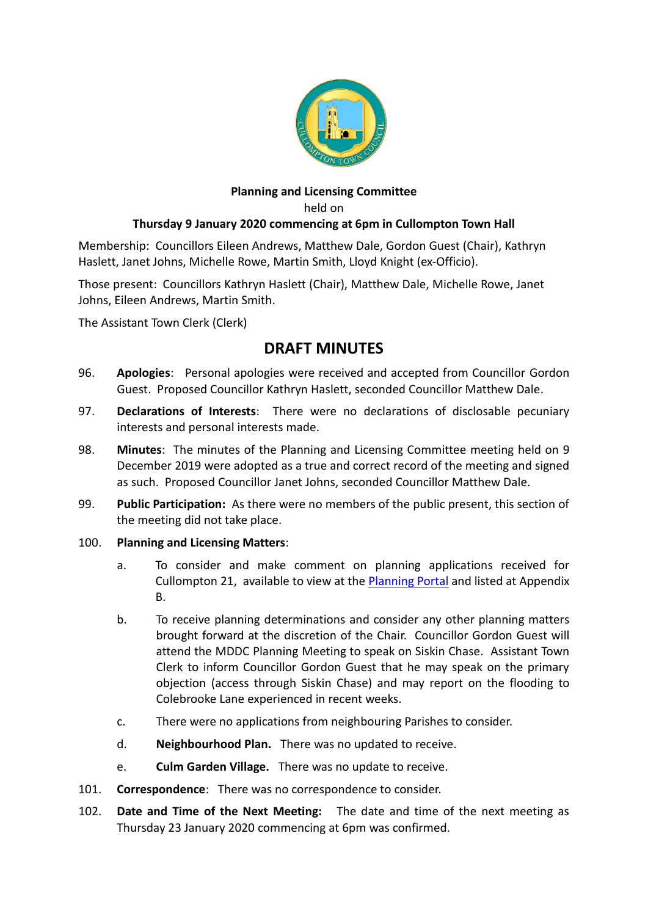**Planning and Licensing Committee**

held on

**Thursday 9 January 2020 commencing at 6pm in Cullompton Town Hall**

Membership: Councillors Eileen Andrews, Matthew Dale, Gordon Guest (Chair), Kathryn Haslett, Janet Johns, Michelle Rowe, Martin Smith, Lloyd Knight (ex-Officio).

Those present: Councillors Kathryn Haslett (Chair), Matthew Dale, Michelle Rowe, Janet Johns, Eileen Andrews, Martin Smith.

The Assistant Town Clerk (Clerk)

# DRAFT MINUTES

96. **Apologies**: Personal apologies were received and accepted from Councillor Gordon Guest. Proposed Councillor Kathryn Haslett, seconded Councillor Matthew Dale.

97. **Declarations of Interests**: There were no declarations of disclosable pecuniary interests and personal interests made.

98. **Minutes**: The minutes of the Planning and Licensing Committee meeting held on 9 December 2019 were adopted as a true and correct record of the meeting and signed as such. Proposed Councillor Janet Johns, seconded Councillor Matthew Dale.

99. **Public Participation:** As there were no members of the public present, this section of the meeting did not take place.

100. **Planning and Licensing Matters**:

   a. To consider and make comment on planning applications received for Cullompton 21, available to view at the Planning Portal and listed at Appendix B.

   b. To receive planning determinations and consider any other planning matters brought forward at the discretion of the Chair. Councillor Gordon Guest will attend the MDDC Planning Meeting to speak on Siskin Chase. Assistant Town Clerk to inform Councillor Gordon Guest that he may speak on the primary objection (access through Siskin Chase) and may report on the flooding to Colebrooke Lane experienced in recent weeks.

   c. There were no applications from neighbouring Parishes to consider.

   d. **Neighbourhood Plan.** There was no updated to receive.

   e. **Culm Garden Village.** There was no update to receive.

101. **Correspondence**: There was no correspondence to consider.

102. **Date and Time of the Next Meeting:** The date and time of the next meeting as Thursday 23 January 2020 commencing at 6pm was confirmed.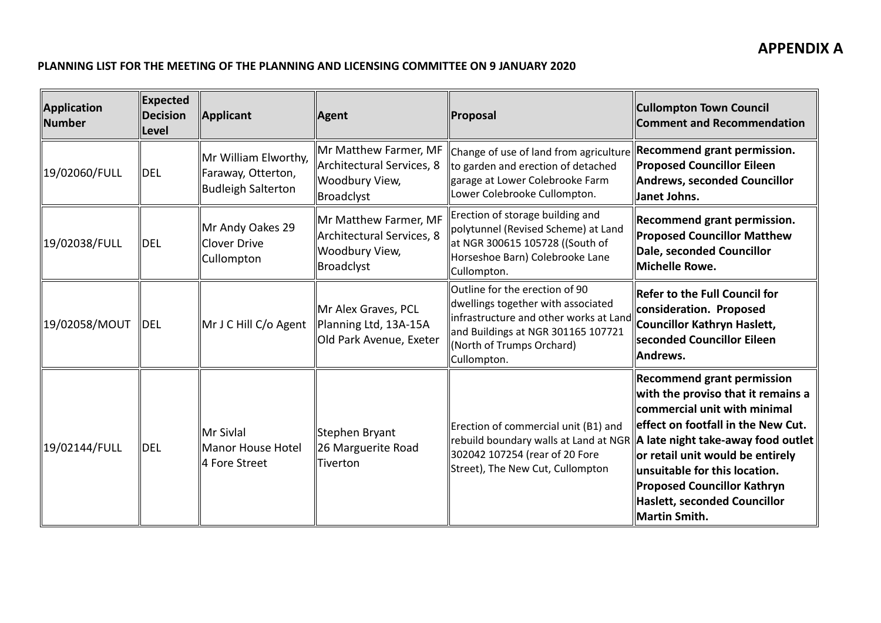# APPENDIX A

**PLANNING LIST FOR THE MEETING OF THE PLANNING AND LICENSING COMMITTEE ON 9 JANUARY 2020**

| Application Number | Expected Decision Level | Applicant | Agent | Proposal | Cullompton Town Council Comment and Recommendation |
|---|---|---|---|---|---|
| 19/02060/FULL | DEL | Mr William Elworthy, Faraway, Otterton, Budleigh Salterton | Mr Matthew Farmer, MF Architectural Services, 8 Woodbury View, Broadclyst | Change of use of land from agriculture to garden and erection of detached garage at Lower Colebrooke Farm Lower Colebrooke Cullompton. | **Recommend grant permission. Proposed Councillor Eileen Andrews, seconded Councillor Janet Johns.** |
| 19/02038/FULL | DEL | Mr Andy Oakes 29 Clover Drive Cullompton | Mr Matthew Farmer, MF Architectural Services, 8 Woodbury View, Broadclyst | Erection of storage building and polytunnel (Revised Scheme) at Land at NGR 300615 105728 ((South of Horseshoe Barn) Colebrooke Lane Cullompton. | **Recommend grant permission. Proposed Councillor Matthew Dale, seconded Councillor Michelle Rowe.** |
| 19/02058/MOUT | DEL | Mr J C Hill C/o Agent | Mr Alex Graves, PCL Planning Ltd, 13A-15A Old Park Avenue, Exeter | Outline for the erection of 90 dwellings together with associated infrastructure and other works at Land and Buildings at NGR 301165 107721 (North of Trumps Orchard) Cullompton. | **Refer to the Full Council for consideration. Proposed Councillor Kathryn Haslett, seconded Councillor Eileen Andrews.** |
| 19/02144/FULL | DEL | Mr Sivlal Manor House Hotel 4 Fore Street | Stephen Bryant 26 Marguerite Road Tiverton | Erection of commercial unit (B1) and rebuild boundary walls at Land at NGR 302042 107254 (rear of 20 Fore Street), The New Cut, Cullompton | **Recommend grant permission with the proviso that it remains a commercial unit with minimal effect on footfall in the New Cut. A late night take-away food outlet or retail unit would be entirely unsuitable for this location. Proposed Councillor Kathryn Haslett, seconded Councillor Martin Smith.** |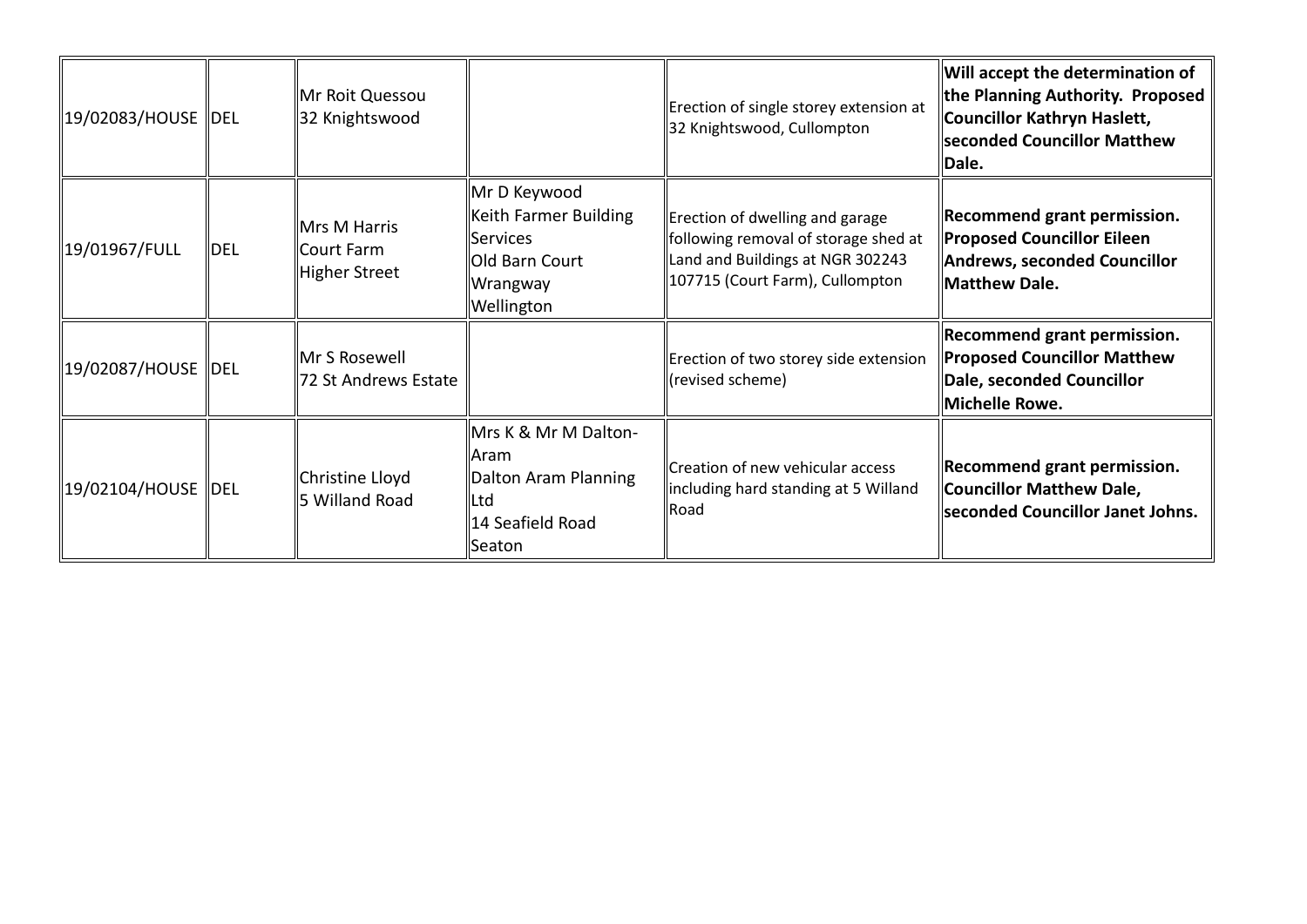| | | | | | |
|---|---|---|---|---|---|
| 19/02083/HOUSE | DEL | Mr Roit Quessou<br>32 Knightswood | | Erection of single storey extension at 32 Knightswood, Cullompton | **Will accept the determination of the Planning Authority. Proposed Councillor Kathryn Haslett, seconded Councillor Matthew Dale.** |
| 19/01967/FULL | DEL | Mrs M Harris<br>Court Farm<br>Higher Street | Mr D Keywood<br>Keith Farmer Building Services<br>Old Barn Court<br>Wrangway<br>Wellington | Erection of dwelling and garage following removal of storage shed at Land and Buildings at NGR 302243 107715 (Court Farm), Cullompton | **Recommend grant permission. Proposed Councillor Eileen Andrews, seconded Councillor Matthew Dale.** |
| 19/02087/HOUSE | DEL | Mr S Rosewell<br>72 St Andrews Estate | | Erection of two storey side extension (revised scheme) | **Recommend grant permission. Proposed Councillor Matthew Dale, seconded Councillor Michelle Rowe.** |
| 19/02104/HOUSE | DEL | Christine Lloyd<br>5 Willand Road | Mrs K & Mr M Dalton-Aram<br>Dalton Aram Planning Ltd<br>14 Seafield Road<br>Seaton | Creation of new vehicular access including hard standing at 5 Willand Road | **Recommend grant permission. Councillor Matthew Dale, seconded Councillor Janet Johns.** |